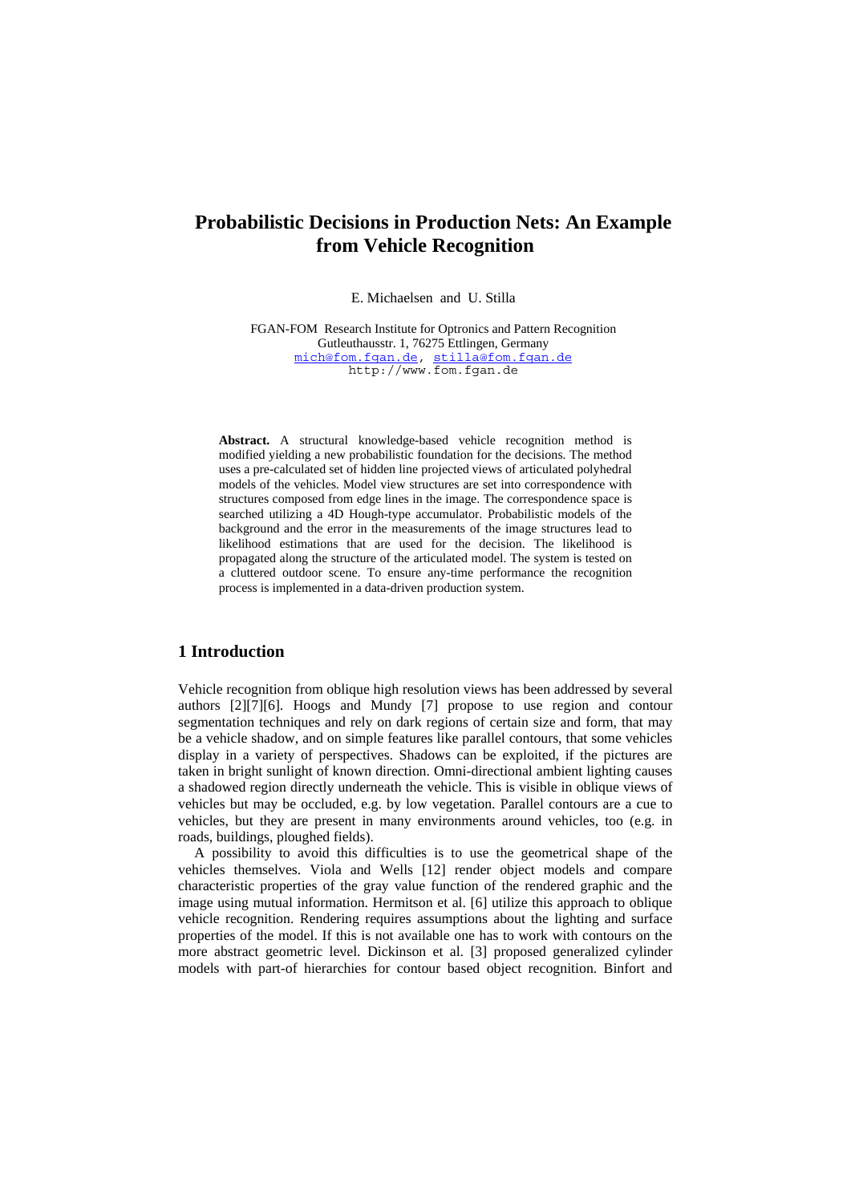# Probabilistic Decisions in Production Nets: An Example from Vehicle Recognition

E. Michaelsen and U. Stilla

FGAN-FOM Research Institute for Optronics and Pattern Recognition
Gutleuthausstr. 1, 76275 Ettlingen, Germany
mich@fom.fgan.de, stilla@fom.fgan.de
http://www.fom.fgan.de

**Abstract.** A structural knowledge-based vehicle recognition method is modified yielding a new probabilistic foundation for the decisions. The method uses a pre-calculated set of hidden line projected views of articulated polyhedral models of the vehicles. Model view structures are set into correspondence with structures composed from edge lines in the image. The correspondence space is searched utilizing a 4D Hough-type accumulator. Probabilistic models of the background and the error in the measurements of the image structures lead to likelihood estimations that are used for the decision. The likelihood is propagated along the structure of the articulated model. The system is tested on a cluttered outdoor scene. To ensure any-time performance the recognition process is implemented in a data-driven production system.

## 1 Introduction

Vehicle recognition from oblique high resolution views has been addressed by several authors [2][7][6]. Hoogs and Mundy [7] propose to use region and contour segmentation techniques and rely on dark regions of certain size and form, that may be a vehicle shadow, and on simple features like parallel contours, that some vehicles display in a variety of perspectives. Shadows can be exploited, if the pictures are taken in bright sunlight of known direction. Omni-directional ambient lighting causes a shadowed region directly underneath the vehicle. This is visible in oblique views of vehicles but may be occluded, e.g. by low vegetation. Parallel contours are a cue to vehicles, but they are present in many environments around vehicles, too (e.g. in roads, buildings, ploughed fields).

A possibility to avoid this difficulties is to use the geometrical shape of the vehicles themselves. Viola and Wells [12] render object models and compare characteristic properties of the gray value function of the rendered graphic and the image using mutual information. Hermitson et al. [6] utilize this approach to oblique vehicle recognition. Rendering requires assumptions about the lighting and surface properties of the model. If this is not available one has to work with contours on the more abstract geometric level. Dickinson et al. [3] proposed generalized cylinder models with part-of hierarchies for contour based object recognition. Binfort and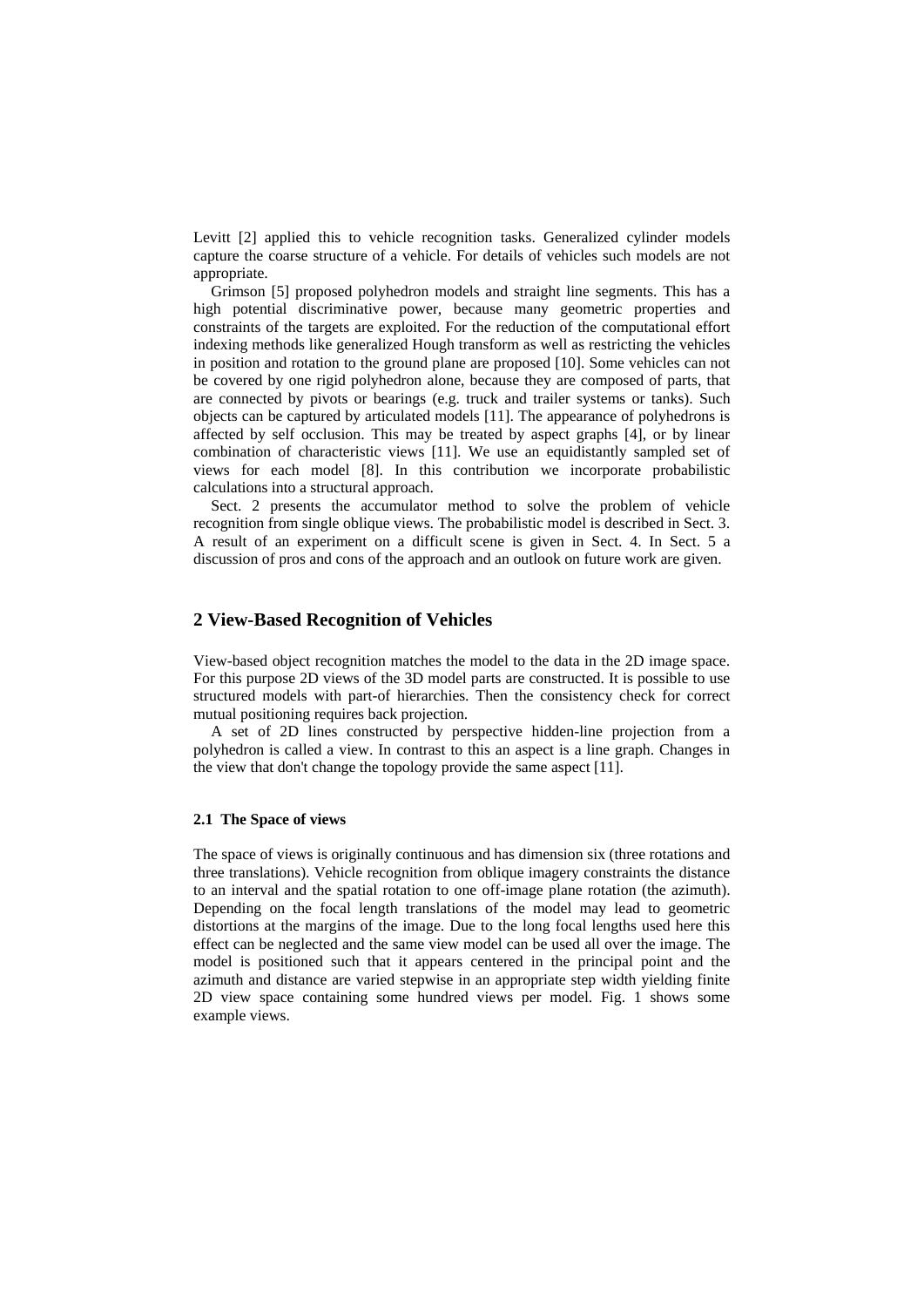Levitt [2] applied this to vehicle recognition tasks. Generalized cylinder models capture the coarse structure of a vehicle. For details of vehicles such models are not appropriate.

Grimson [5] proposed polyhedron models and straight line segments. This has a high potential discriminative power, because many geometric properties and constraints of the targets are exploited. For the reduction of the computational effort indexing methods like generalized Hough transform as well as restricting the vehicles in position and rotation to the ground plane are proposed [10]. Some vehicles can not be covered by one rigid polyhedron alone, because they are composed of parts, that are connected by pivots or bearings (e.g. truck and trailer systems or tanks). Such objects can be captured by articulated models [11]. The appearance of polyhedrons is affected by self occlusion. This may be treated by aspect graphs [4], or by linear combination of characteristic views [11]. We use an equidistantly sampled set of views for each model [8]. In this contribution we incorporate probabilistic calculations into a structural approach.

Sect. 2 presents the accumulator method to solve the problem of vehicle recognition from single oblique views. The probabilistic model is described in Sect. 3. A result of an experiment on a difficult scene is given in Sect. 4. In Sect. 5 a discussion of pros and cons of the approach and an outlook on future work are given.

## 2 View-Based Recognition of Vehicles

View-based object recognition matches the model to the data in the 2D image space. For this purpose 2D views of the 3D model parts are constructed. It is possible to use structured models with part-of hierarchies. Then the consistency check for correct mutual positioning requires back projection.

A set of 2D lines constructed by perspective hidden-line projection from a polyhedron is called a view. In contrast to this an aspect is a line graph. Changes in the view that don't change the topology provide the same aspect [11].

### 2.1 The Space of views

The space of views is originally continuous and has dimension six (three rotations and three translations). Vehicle recognition from oblique imagery constraints the distance to an interval and the spatial rotation to one off-image plane rotation (the azimuth). Depending on the focal length translations of the model may lead to geometric distortions at the margins of the image. Due to the long focal lengths used here this effect can be neglected and the same view model can be used all over the image. The model is positioned such that it appears centered in the principal point and the azimuth and distance are varied stepwise in an appropriate step width yielding finite 2D view space containing some hundred views per model. Fig. 1 shows some example views.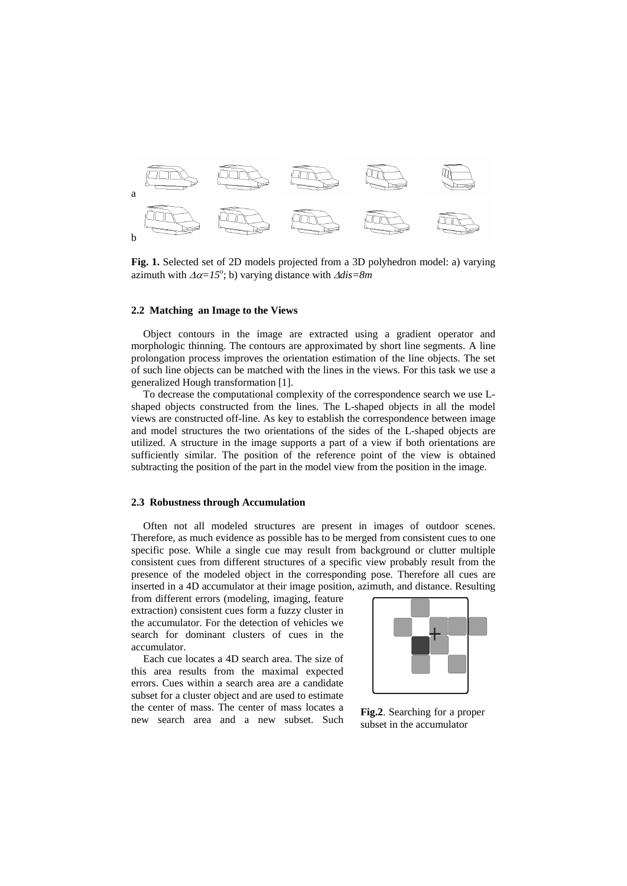**Fig. 1.** Selected set of 2D models projected from a 3D polyhedron model: a) varying azimuth with $\Delta\alpha=15^o$; b) varying distance with $\Delta dis=8m$

### 2.2 Matching an Image to the Views

Object contours in the image are extracted using a gradient operator and morphologic thinning. The contours are approximated by short line segments. A line prolongation process improves the orientation estimation of the line objects. The set of such line objects can be matched with the lines in the views. For this task we use a generalized Hough transformation [1].

To decrease the computational complexity of the correspondence search we use L-shaped objects constructed from the lines. The L-shaped objects in all the model views are constructed off-line. As key to establish the correspondence between image and model structures the two orientations of the sides of the L-shaped objects are utilized. A structure in the image supports a part of a view if both orientations are sufficiently similar. The position of the reference point of the view is obtained subtracting the position of the part in the model view from the position in the image.

### 2.3 Robustness through Accumulation

Often not all modeled structures are present in images of outdoor scenes. Therefore, as much evidence as possible has to be merged from consistent cues to one specific pose. While a single cue may result from background or clutter multiple consistent cues from different structures of a specific view probably result from the presence of the modeled object in the corresponding pose. Therefore all cues are inserted in a 4D accumulator at their image position, azimuth, and distance. Resulting from different errors (modeling, imaging, feature extraction) consistent cues form a fuzzy cluster in the accumulator. For the detection of vehicles we search for dominant clusters of cues in the accumulator.

Each cue locates a 4D search area. The size of this area results from the maximal expected errors. Cues within a search area are a candidate subset for a cluster object and are used to estimate the center of mass. The center of mass locates a new search area and a new subset. Such

**Fig.2**. Searching for a proper subset in the accumulator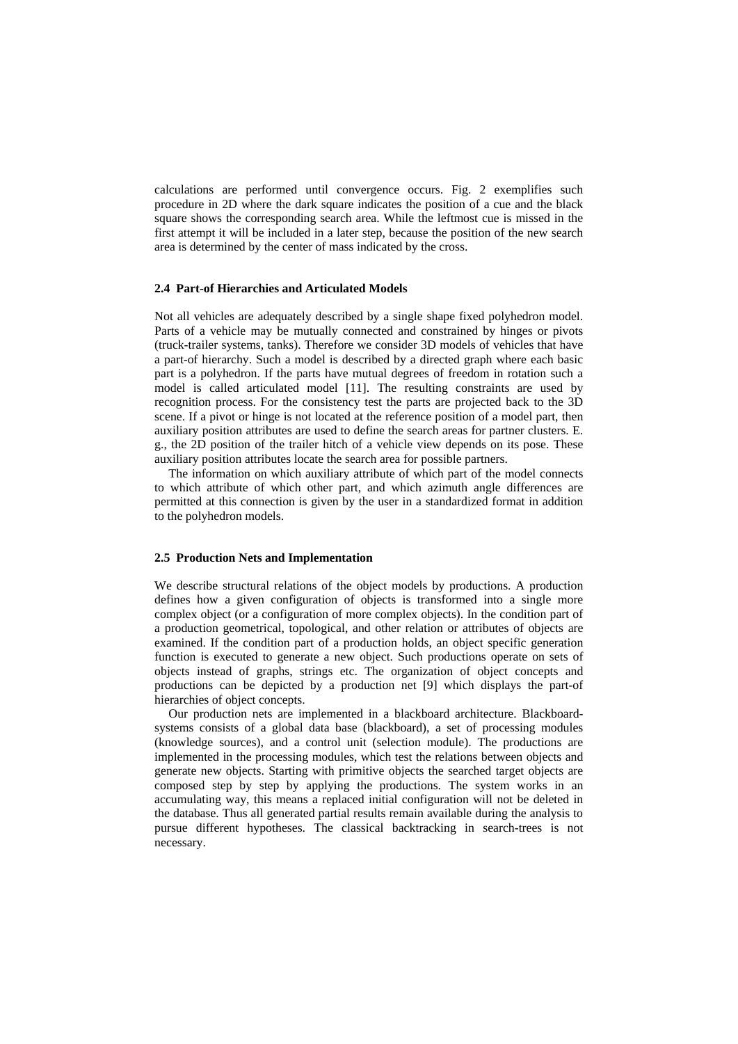calculations are performed until convergence occurs. Fig. 2 exemplifies such procedure in 2D where the dark square indicates the position of a cue and the black square shows the corresponding search area. While the leftmost cue is missed in the first attempt it will be included in a later step, because the position of the new search area is determined by the center of mass indicated by the cross.

### 2.4 Part-of Hierarchies and Articulated Models

Not all vehicles are adequately described by a single shape fixed polyhedron model. Parts of a vehicle may be mutually connected and constrained by hinges or pivots (truck-trailer systems, tanks). Therefore we consider 3D models of vehicles that have a part-of hierarchy. Such a model is described by a directed graph where each basic part is a polyhedron. If the parts have mutual degrees of freedom in rotation such a model is called articulated model [11]. The resulting constraints are used by recognition process. For the consistency test the parts are projected back to the 3D scene. If a pivot or hinge is not located at the reference position of a model part, then auxiliary position attributes are used to define the search areas for partner clusters. E. g., the 2D position of the trailer hitch of a vehicle view depends on its pose. These auxiliary position attributes locate the search area for possible partners.

The information on which auxiliary attribute of which part of the model connects to which attribute of which other part, and which azimuth angle differences are permitted at this connection is given by the user in a standardized format in addition to the polyhedron models.

### 2.5 Production Nets and Implementation

We describe structural relations of the object models by productions. A production defines how a given configuration of objects is transformed into a single more complex object (or a configuration of more complex objects). In the condition part of a production geometrical, topological, and other relation or attributes of objects are examined. If the condition part of a production holds, an object specific generation function is executed to generate a new object. Such productions operate on sets of objects instead of graphs, strings etc. The organization of object concepts and productions can be depicted by a production net [9] which displays the part-of hierarchies of object concepts.

Our production nets are implemented in a blackboard architecture. Blackboard-systems consists of a global data base (blackboard), a set of processing modules (knowledge sources), and a control unit (selection module). The productions are implemented in the processing modules, which test the relations between objects and generate new objects. Starting with primitive objects the searched target objects are composed step by step by applying the productions. The system works in an accumulating way, this means a replaced initial configuration will not be deleted in the database. Thus all generated partial results remain available during the analysis to pursue different hypotheses. The classical backtracking in search-trees is not necessary.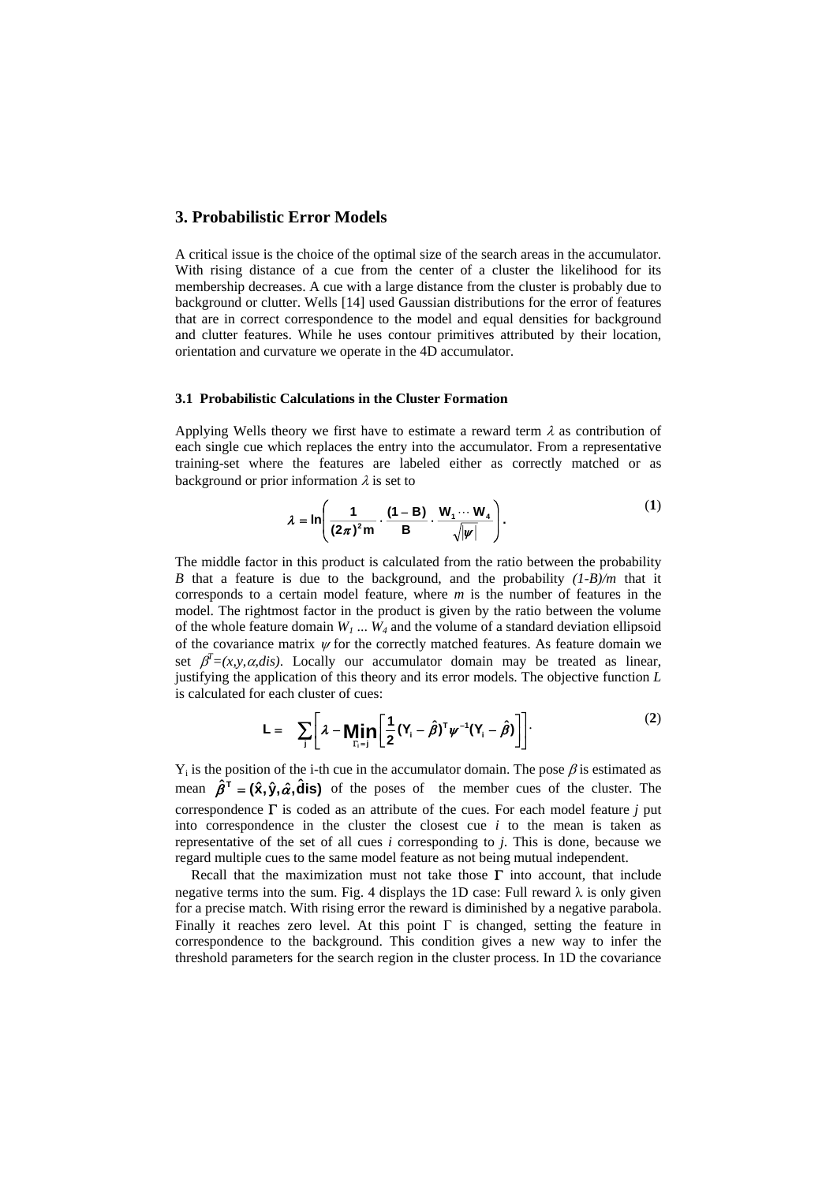## 3. Probabilistic Error Models

A critical issue is the choice of the optimal size of the search areas in the accumulator. With rising distance of a cue from the center of a cluster the likelihood for its membership decreases. A cue with a large distance from the cluster is probably due to background or clutter. Wells [14] used Gaussian distributions for the error of features that are in correct correspondence to the model and equal densities for background and clutter features. While he uses contour primitives attributed by their location, orientation and curvature we operate in the 4D accumulator.

### 3.1 Probabilistic Calculations in the Cluster Formation

Applying Wells theory we first have to estimate a reward term $\lambda$ as contribution of each single cue which replaces the entry into the accumulator. From a representative training-set where the features are labeled either as correctly matched or as background or prior information $\lambda$ is set to

$$\lambda = \ln\left(\frac{1}{(2\pi)^2 m} \cdot \frac{(1-B)}{B} \cdot \frac{W_1 \cdots W_4}{\sqrt{|\psi|}}\right). \tag{1}$$

The middle factor in this product is calculated from the ratio between the probability $B$ that a feature is due to the background, and the probability $(1-B)/m$ that it corresponds to a certain model feature, where $m$ is the number of features in the model. The rightmost factor in the product is given by the ratio between the volume of the whole feature domain $W_1 \ldots W_4$ and the volume of a standard deviation ellipsoid of the covariance matrix $\psi$ for the correctly matched features. As feature domain we set $\beta^T=(x,y,\alpha,dis)$. Locally our accumulator domain may be treated as linear, justifying the application of this theory and its error models. The objective function $L$ is calculated for each cluster of cues:

$$L = \sum_j \left[\lambda - \underset{\Gamma_i=j}{\text{Min}}\left[\frac{1}{2}(Y_i - \hat{\beta})^T \psi^{-1}(Y_i - \hat{\beta})\right]\right]. \tag{2}$$

$Y_i$ is the position of the i-th cue in the accumulator domain. The pose $\beta$ is estimated as mean $\hat{\beta}^T = (\hat{x}, \hat{y}, \hat{\alpha}, \hat{dis})$ of the poses of the member cues of the cluster. The correspondence $\Gamma$ is coded as an attribute of the cues. For each model feature $j$ put into correspondence in the cluster the closest cue $i$ to the mean is taken as representative of the set of all cues $i$ corresponding to $j$. This is done, because we regard multiple cues to the same model feature as not being mutual independent.

Recall that the maximization must not take those $\Gamma$ into account, that include negative terms into the sum. Fig. 4 displays the 1D case: Full reward $\lambda$ is only given for a precise match. With rising error the reward is diminished by a negative parabola. Finally it reaches zero level. At this point $\Gamma$ is changed, setting the feature in correspondence to the background. This condition gives a new way to infer the threshold parameters for the search region in the cluster process. In 1D the covariance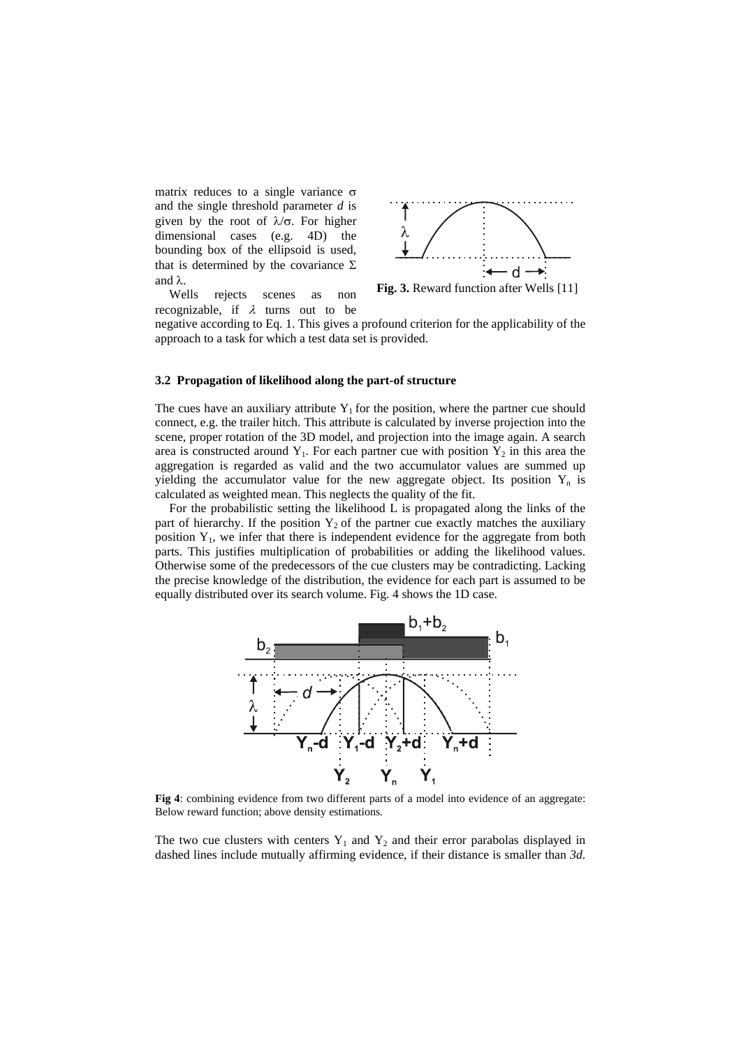matrix reduces to a single variance σ and the single threshold parameter *d* is given by the root of λ/σ. For higher dimensional cases (e.g. 4D) the bounding box of the ellipsoid is used, that is determined by the covariance Σ and λ.

**Fig. 3.** Reward function after Wells [11]

Wells rejects scenes as non recognizable, if λ turns out to be negative according to Eq. 1. This gives a profound criterion for the applicability of the approach to a task for which a test data set is provided.

### 3.2 Propagation of likelihood along the part-of structure

The cues have an auxiliary attribute $Y_1$ for the position, where the partner cue should connect, e.g. the trailer hitch. This attribute is calculated by inverse projection into the scene, proper rotation of the 3D model, and projection into the image again. A search area is constructed around $Y_1$. For each partner cue with position $Y_2$ in this area the aggregation is regarded as valid and the two accumulator values are summed up yielding the accumulator value for the new aggregate object. Its position $Y_n$ is calculated as weighted mean. This neglects the quality of the fit.

For the probabilistic setting the likelihood L is propagated along the links of the part of hierarchy. If the position $Y_2$ of the partner cue exactly matches the auxiliary position $Y_1$, we infer that there is independent evidence for the aggregate from both parts. This justifies multiplication of probabilities or adding the likelihood values. Otherwise some of the predecessors of the cue clusters may be contradicting. Lacking the precise knowledge of the distribution, the evidence for each part is assumed to be equally distributed over its search volume. Fig. 4 shows the 1D case.

**Fig 4**: combining evidence from two different parts of a model into evidence of an aggregate: Below reward function; above density estimations.

The two cue clusters with centers $Y_1$ and $Y_2$ and their error parabolas displayed in dashed lines include mutually affirming evidence, if their distance is smaller than *3d*.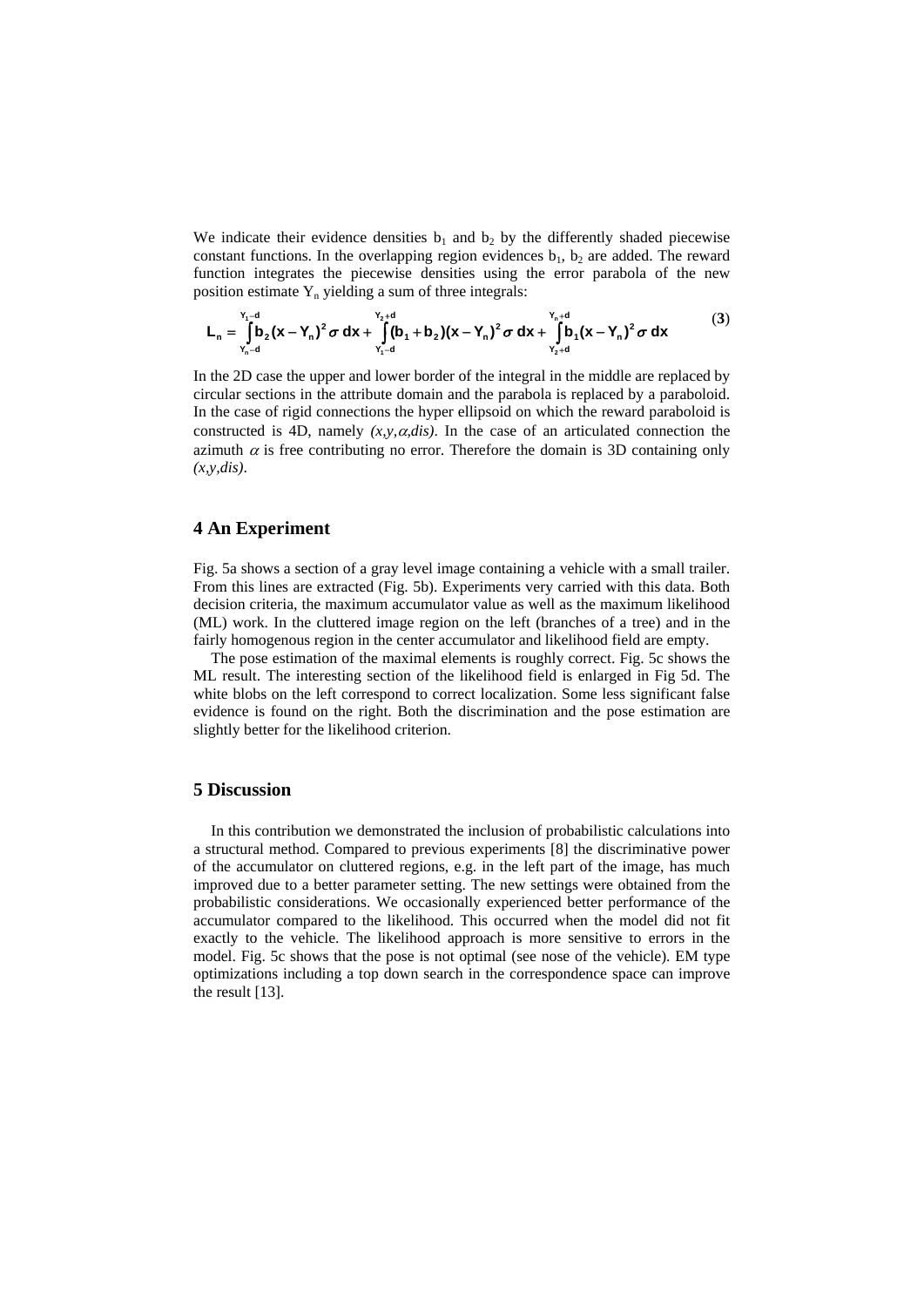We indicate their evidence densities $b_1$ and $b_2$ by the differently shaded piecewise constant functions. In the overlapping region evidences $b_1$, $b_2$ are added. The reward function integrates the piecewise densities using the error parabola of the new position estimate $Y_n$ yielding a sum of three integrals:

$$\mathbf{L_n = \int_{Y_n-d}^{Y_1-d} b_2(x-Y_n)^2 \sigma\, dx + \int_{Y_1-d}^{Y_2+d} (b_1+b_2)(x-Y_n)^2 \sigma\, dx + \int_{Y_2+d}^{Y_n+d} b_1(x-Y_n)^2 \sigma\, dx} \quad (3)$$

In the 2D case the upper and lower border of the integral in the middle are replaced by circular sections in the attribute domain and the parabola is replaced by a paraboloid. In the case of rigid connections the hyper ellipsoid on which the reward paraboloid is constructed is 4D, namely $(x,y,\alpha,dis)$. In the case of an articulated connection the azimuth $\alpha$ is free contributing no error. Therefore the domain is 3D containing only $(x,y,dis)$.

## 4 An Experiment

Fig. 5a shows a section of a gray level image containing a vehicle with a small trailer. From this lines are extracted (Fig. 5b). Experiments very carried with this data. Both decision criteria, the maximum accumulator value as well as the maximum likelihood (ML) work. In the cluttered image region on the left (branches of a tree) and in the fairly homogenous region in the center accumulator and likelihood field are empty.

The pose estimation of the maximal elements is roughly correct. Fig. 5c shows the ML result. The interesting section of the likelihood field is enlarged in Fig 5d. The white blobs on the left correspond to correct localization. Some less significant false evidence is found on the right. Both the discrimination and the pose estimation are slightly better for the likelihood criterion.

## 5 Discussion

In this contribution we demonstrated the inclusion of probabilistic calculations into a structural method. Compared to previous experiments [8] the discriminative power of the accumulator on cluttered regions, e.g. in the left part of the image, has much improved due to a better parameter setting. The new settings were obtained from the probabilistic considerations. We occasionally experienced better performance of the accumulator compared to the likelihood. This occurred when the model did not fit exactly to the vehicle. The likelihood approach is more sensitive to errors in the model. Fig. 5c shows that the pose is not optimal (see nose of the vehicle). EM type optimizations including a top down search in the correspondence space can improve the result [13].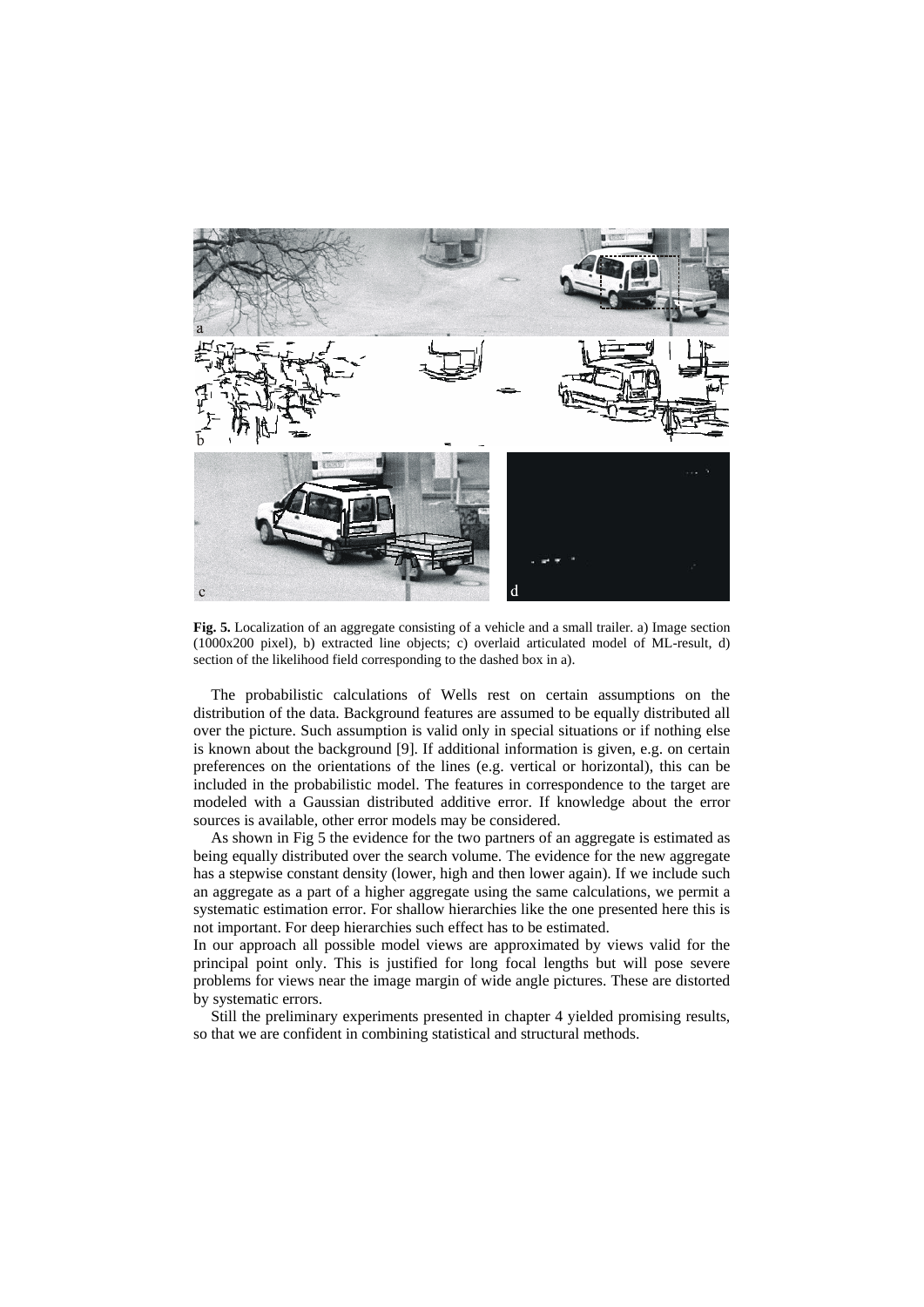**Fig. 5.** Localization of an aggregate consisting of a vehicle and a small trailer. a) Image section (1000x200 pixel), b) extracted line objects; c) overlaid articulated model of ML-result, d) section of the likelihood field corresponding to the dashed box in a).

The probabilistic calculations of Wells rest on certain assumptions on the distribution of the data. Background features are assumed to be equally distributed all over the picture. Such assumption is valid only in special situations or if nothing else is known about the background [9]. If additional information is given, e.g. on certain preferences on the orientations of the lines (e.g. vertical or horizontal), this can be included in the probabilistic model. The features in correspondence to the target are modeled with a Gaussian distributed additive error. If knowledge about the error sources is available, other error models may be considered.

As shown in Fig 5 the evidence for the two partners of an aggregate is estimated as being equally distributed over the search volume. The evidence for the new aggregate has a stepwise constant density (lower, high and then lower again). If we include such an aggregate as a part of a higher aggregate using the same calculations, we permit a systematic estimation error. For shallow hierarchies like the one presented here this is not important. For deep hierarchies such effect has to be estimated.

In our approach all possible model views are approximated by views valid for the principal point only. This is justified for long focal lengths but will pose severe problems for views near the image margin of wide angle pictures. These are distorted by systematic errors.

Still the preliminary experiments presented in chapter 4 yielded promising results, so that we are confident in combining statistical and structural methods.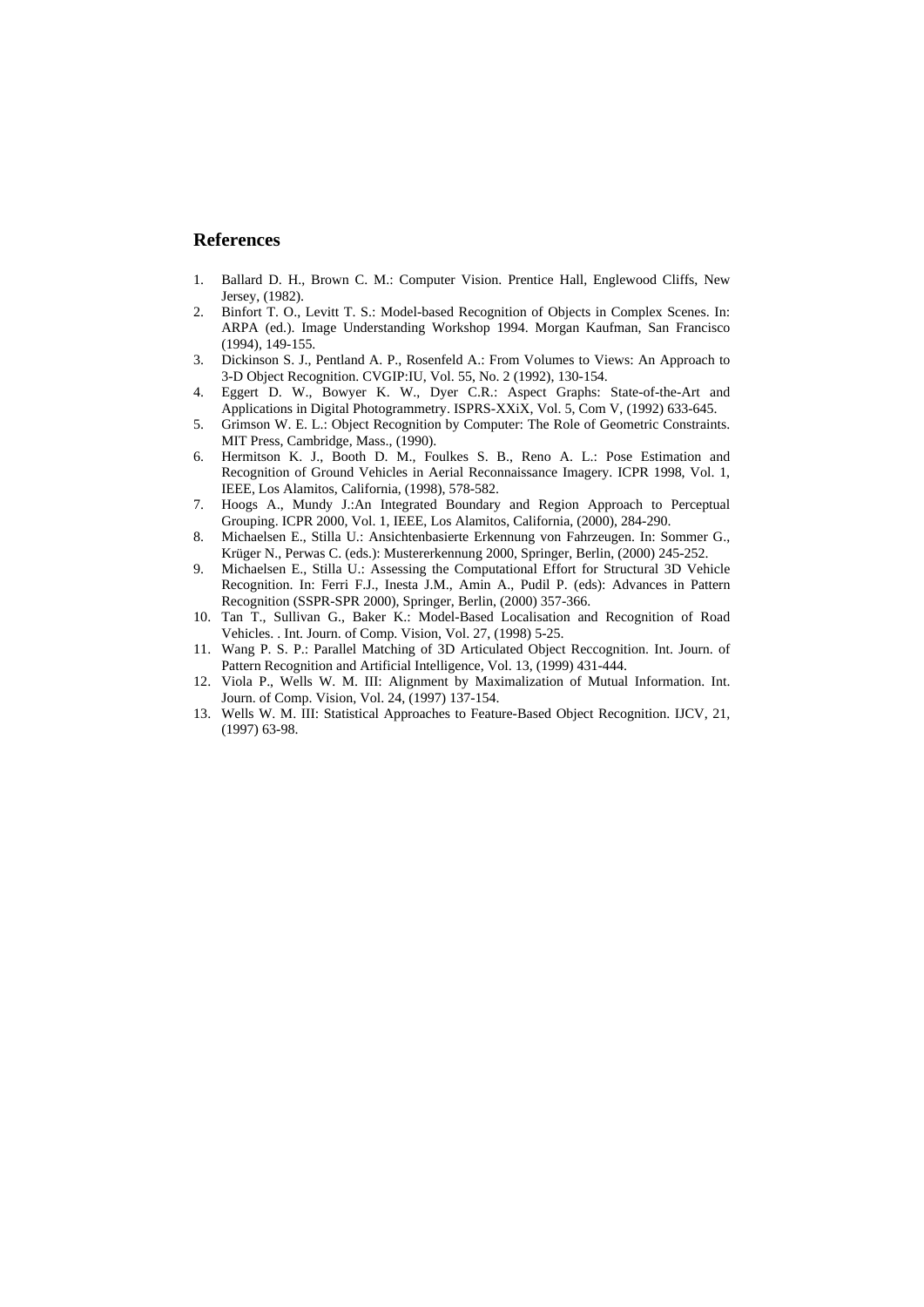## References

1. Ballard D. H., Brown C. M.: Computer Vision. Prentice Hall, Englewood Cliffs, New Jersey, (1982).
2. Binfort T. O., Levitt T. S.: Model-based Recognition of Objects in Complex Scenes. In: ARPA (ed.). Image Understanding Workshop 1994. Morgan Kaufman, San Francisco (1994), 149-155.
3. Dickinson S. J., Pentland A. P., Rosenfeld A.: From Volumes to Views: An Approach to 3-D Object Recognition. CVGIP:IU, Vol. 55, No. 2 (1992), 130-154.
4. Eggert D. W., Bowyer K. W., Dyer C.R.: Aspect Graphs: State-of-the-Art and Applications in Digital Photogrammetry. ISPRS-XXiX, Vol. 5, Com V, (1992) 633-645.
5. Grimson W. E. L.: Object Recognition by Computer: The Role of Geometric Constraints. MIT Press, Cambridge, Mass., (1990).
6. Hermitson K. J., Booth D. M., Foulkes S. B., Reno A. L.: Pose Estimation and Recognition of Ground Vehicles in Aerial Reconnaissance Imagery. ICPR 1998, Vol. 1, IEEE, Los Alamitos, California, (1998), 578-582.
7. Hoogs A., Mundy J.:An Integrated Boundary and Region Approach to Perceptual Grouping. ICPR 2000, Vol. 1, IEEE, Los Alamitos, California, (2000), 284-290.
8. Michaelsen E., Stilla U.: Ansichtenbasierte Erkennung von Fahrzeugen. In: Sommer G., Krüger N., Perwas C. (eds.): Mustererkennung 2000, Springer, Berlin, (2000) 245-252.
9. Michaelsen E., Stilla U.: Assessing the Computational Effort for Structural 3D Vehicle Recognition. In: Ferri F.J., Inesta J.M., Amin A., Pudil P. (eds): Advances in Pattern Recognition (SSPR-SPR 2000), Springer, Berlin, (2000) 357-366.
10. Tan T., Sullivan G., Baker K.: Model-Based Localisation and Recognition of Road Vehicles. . Int. Journ. of Comp. Vision, Vol. 27, (1998) 5-25.
11. Wang P. S. P.: Parallel Matching of 3D Articulated Object Reccognition. Int. Journ. of Pattern Recognition and Artificial Intelligence, Vol. 13, (1999) 431-444.
12. Viola P., Wells W. M. III: Alignment by Maximalization of Mutual Information. Int. Journ. of Comp. Vision, Vol. 24, (1997) 137-154.
13. Wells W. M. III: Statistical Approaches to Feature-Based Object Recognition. IJCV, 21, (1997) 63-98.